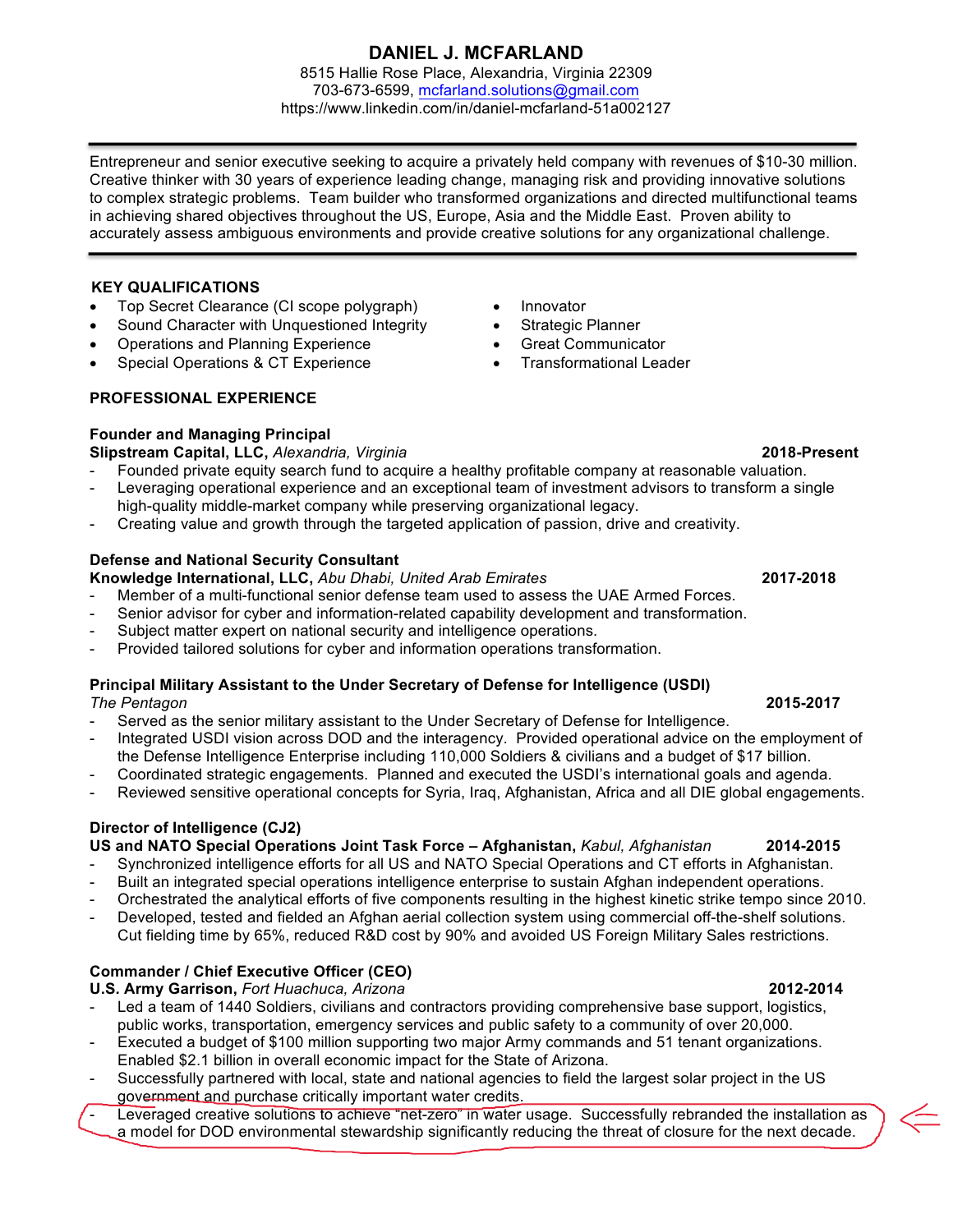# DANIEL J. MCFARLAND

8515 Hallie Rose Place, Alexandria, Virginia 22309
703-673-6599, mcfarland.solutions@gmail.com
https://www.linkedin.com/in/daniel-mcfarland-51a002127

---

Entrepreneur and senior executive seeking to acquire a privately held company with revenues of $10-30 million. Creative thinker with 30 years of experience leading change, managing risk and providing innovative solutions to complex strategic problems. Team builder who transformed organizations and directed multifunctional teams in achieving shared objectives throughout the US, Europe, Asia and the Middle East. Proven ability to accurately assess ambiguous environments and provide creative solutions for any organizational challenge.

---

## KEY QUALIFICATIONS

- Top Secret Clearance (CI scope polygraph)
- Sound Character with Unquestioned Integrity
- Operations and Planning Experience
- Special Operations & CT Experience
- Innovator
- Strategic Planner
- Great Communicator
- Transformational Leader

## PROFESSIONAL EXPERIENCE

**Founder and Managing Principal**
**Slipstream Capital, LLC,** *Alexandria, Virginia* **2018-Present**

- Founded private equity search fund to acquire a healthy profitable company at reasonable valuation.
- Leveraging operational experience and an exceptional team of investment advisors to transform a single high-quality middle-market company while preserving organizational legacy.
- Creating value and growth through the targeted application of passion, drive and creativity.

**Defense and National Security Consultant**
**Knowledge International, LLC,** *Abu Dhabi, United Arab Emirates* **2017-2018**

- Member of a multi-functional senior defense team used to assess the UAE Armed Forces.
- Senior advisor for cyber and information-related capability development and transformation.
- Subject matter expert on national security and intelligence operations.
- Provided tailored solutions for cyber and information operations transformation.

**Principal Military Assistant to the Under Secretary of Defense for Intelligence (USDI)**
*The Pentagon* **2015-2017**

- Served as the senior military assistant to the Under Secretary of Defense for Intelligence.
- Integrated USDI vision across DOD and the interagency. Provided operational advice on the employment of the Defense Intelligence Enterprise including 110,000 Soldiers & civilians and a budget of $17 billion.
- Coordinated strategic engagements. Planned and executed the USDI's international goals and agenda.
- Reviewed sensitive operational concepts for Syria, Iraq, Afghanistan, Africa and all DIE global engagements.

**Director of Intelligence (CJ2)**
**US and NATO Special Operations Joint Task Force – Afghanistan,** *Kabul, Afghanistan* **2014-2015**

- Synchronized intelligence efforts for all US and NATO Special Operations and CT efforts in Afghanistan.
- Built an integrated special operations intelligence enterprise to sustain Afghan independent operations.
- Orchestrated the analytical efforts of five components resulting in the highest kinetic strike tempo since 2010.
- Developed, tested and fielded an Afghan aerial collection system using commercial off-the-shelf solutions. Cut fielding time by 65%, reduced R&D cost by 90% and avoided US Foreign Military Sales restrictions.

**Commander / Chief Executive Officer (CEO)**
**U.S. Army Garrison,** *Fort Huachuca, Arizona* **2012-2014**

- Led a team of 1440 Soldiers, civilians and contractors providing comprehensive base support, logistics, public works, transportation, emergency services and public safety to a community of over 20,000.
- Executed a budget of $100 million supporting two major Army commands and 51 tenant organizations. Enabled $2.1 billion in overall economic impact for the State of Arizona.
- Successfully partnered with local, state and national agencies to field the largest solar project in the US government and purchase critically important water credits.
- Leveraged creative solutions to achieve "net-zero" in water usage. Successfully rebranded the installation as a model for DOD environmental stewardship significantly reducing the threat of closure for the next decade.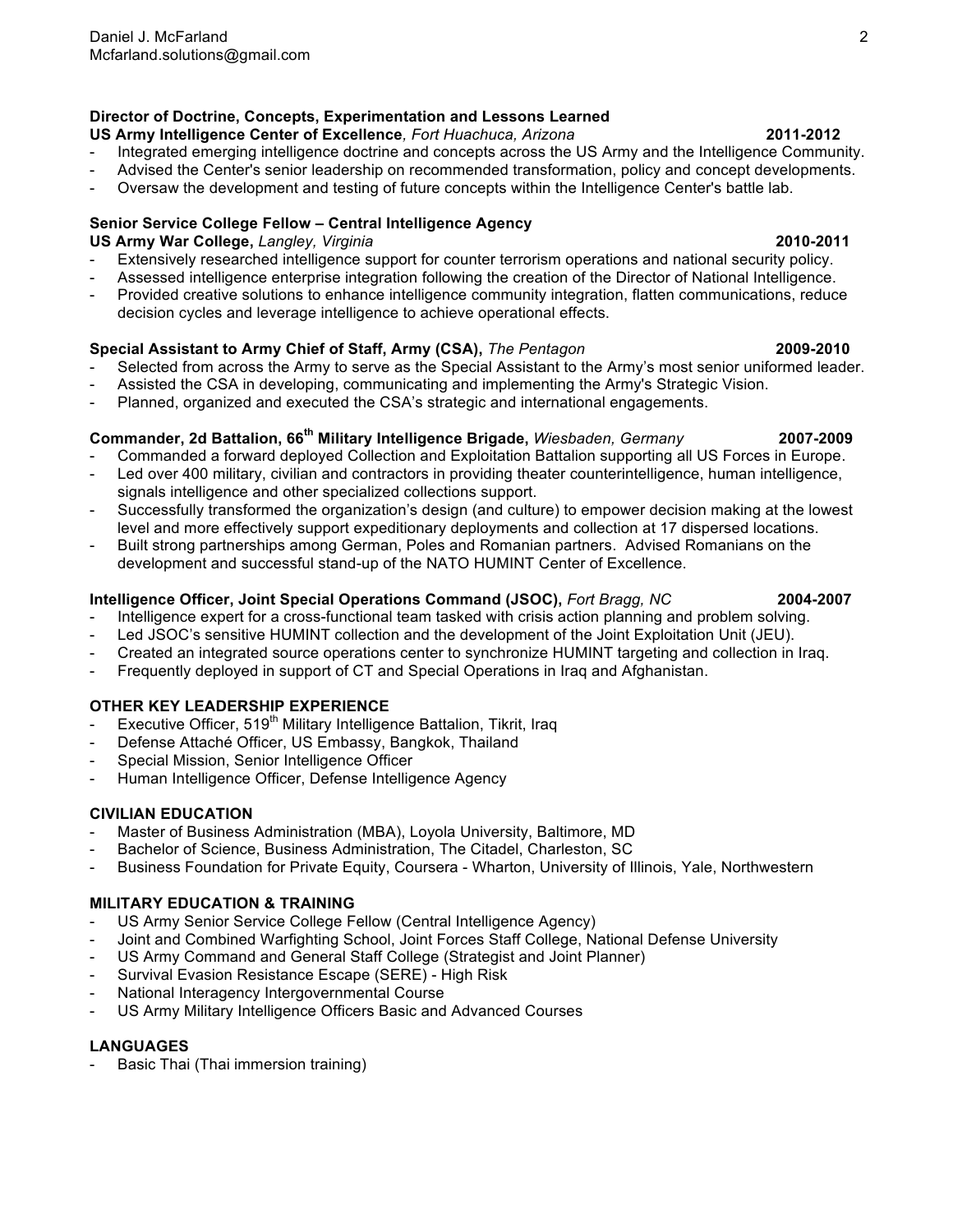**Director of Doctrine, Concepts, Experimentation and Lessons Learned**
**US Army Intelligence Center of Excellence**, *Fort Huachuca, Arizona* **2011-2012**

- Integrated emerging intelligence doctrine and concepts across the US Army and the Intelligence Community.
- Advised the Center's senior leadership on recommended transformation, policy and concept developments.
- Oversaw the development and testing of future concepts within the Intelligence Center's battle lab.

**Senior Service College Fellow – Central Intelligence Agency**
**US Army War College,** *Langley, Virginia* **2010-2011**

- Extensively researched intelligence support for counter terrorism operations and national security policy.
- Assessed intelligence enterprise integration following the creation of the Director of National Intelligence.
- Provided creative solutions to enhance intelligence community integration, flatten communications, reduce decision cycles and leverage intelligence to achieve operational effects.

**Special Assistant to Army Chief of Staff, Army (CSA),** *The Pentagon* **2009-2010**

- Selected from across the Army to serve as the Special Assistant to the Army's most senior uniformed leader.
- Assisted the CSA in developing, communicating and implementing the Army's Strategic Vision.
- Planned, organized and executed the CSA's strategic and international engagements.

**Commander, 2d Battalion, 66th Military Intelligence Brigade,** *Wiesbaden, Germany* **2007-2009**

- Commanded a forward deployed Collection and Exploitation Battalion supporting all US Forces in Europe.
- Led over 400 military, civilian and contractors in providing theater counterintelligence, human intelligence, signals intelligence and other specialized collections support.
- Successfully transformed the organization's design (and culture) to empower decision making at the lowest level and more effectively support expeditionary deployments and collection at 17 dispersed locations.
- Built strong partnerships among German, Poles and Romanian partners. Advised Romanians on the development and successful stand-up of the NATO HUMINT Center of Excellence.

**Intelligence Officer, Joint Special Operations Command (JSOC),** *Fort Bragg, NC* **2004-2007**

- Intelligence expert for a cross-functional team tasked with crisis action planning and problem solving.
- Led JSOC's sensitive HUMINT collection and the development of the Joint Exploitation Unit (JEU).
- Created an integrated source operations center to synchronize HUMINT targeting and collection in Iraq.
- Frequently deployed in support of CT and Special Operations in Iraq and Afghanistan.

## OTHER KEY LEADERSHIP EXPERIENCE

- Executive Officer, 519th Military Intelligence Battalion, Tikrit, Iraq
- Defense Attaché Officer, US Embassy, Bangkok, Thailand
- Special Mission, Senior Intelligence Officer
- Human Intelligence Officer, Defense Intelligence Agency

## CIVILIAN EDUCATION

- Master of Business Administration (MBA), Loyola University, Baltimore, MD
- Bachelor of Science, Business Administration, The Citadel, Charleston, SC
- Business Foundation for Private Equity, Coursera - Wharton, University of Illinois, Yale, Northwestern

## MILITARY EDUCATION & TRAINING

- US Army Senior Service College Fellow (Central Intelligence Agency)
- Joint and Combined Warfighting School, Joint Forces Staff College, National Defense University
- US Army Command and General Staff College (Strategist and Joint Planner)
- Survival Evasion Resistance Escape (SERE) - High Risk
- National Interagency Intergovernmental Course
- US Army Military Intelligence Officers Basic and Advanced Courses

## LANGUAGES

- Basic Thai (Thai immersion training)